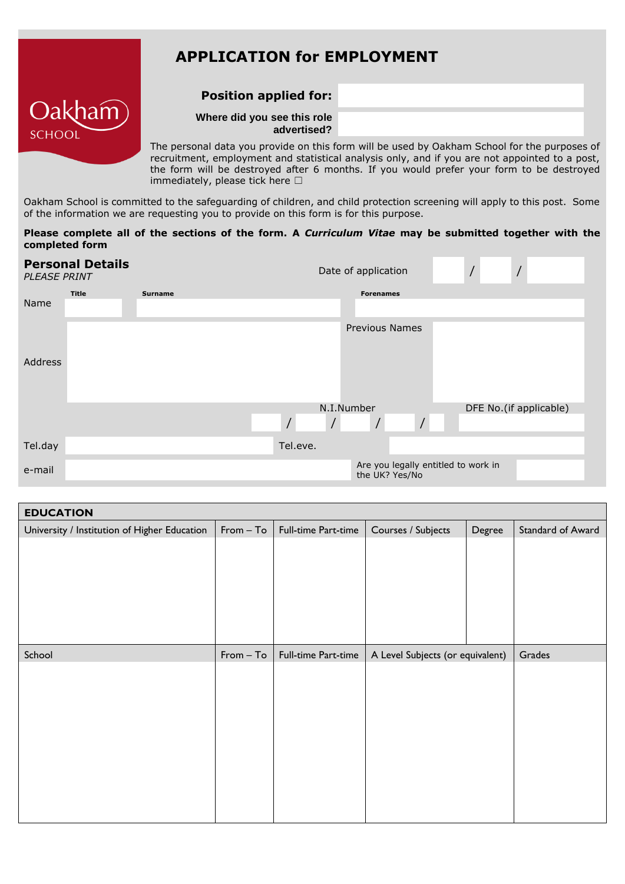Oakham SCHOOL

# APPLICATION for EMPLOYMENT

**Position applied for:**

**Where did you see this role advertised?**

The personal data you provide on this form will be used by Oakham School for the purposes of recruitment, employment and statistical analysis only, and if you are not appointed to a post, the form will be destroyed after 6 months. If you would prefer your form to be destroyed immediately, please tick here ☐

Oakham School is committed to the safeguarding of children, and child protection screening will apply to this post. Some of the information we are requesting you to provide on this form is for this purpose.

**Please complete all of the sections of the form. A *Curriculum Vitae* may be submitted together with the completed form**

## Personal Details

*PLEASE PRINT*

Date of application ___ / ___ / ___

| | Title | Surname | Forenames |
|---|---|---|---|
| Name | | | |

Address

Previous Names

N.I.Number ___ / ___ / ___ / ___ / ___

DFE No.(if applicable)

Tel.day

Tel.eve.

e-mail

Are you legally entitled to work in the UK? Yes/No

## EDUCATION

| University / Institution of Higher Education | From – To | Full-time Part-time | Courses / Subjects | Degree | Standard of Award |
|---|---|---|---|---|---|
| | | | | | |

| School | From – To | Full-time Part-time | A Level Subjects (or equivalent) | Grades |
|---|---|---|---|---|
| | | | | |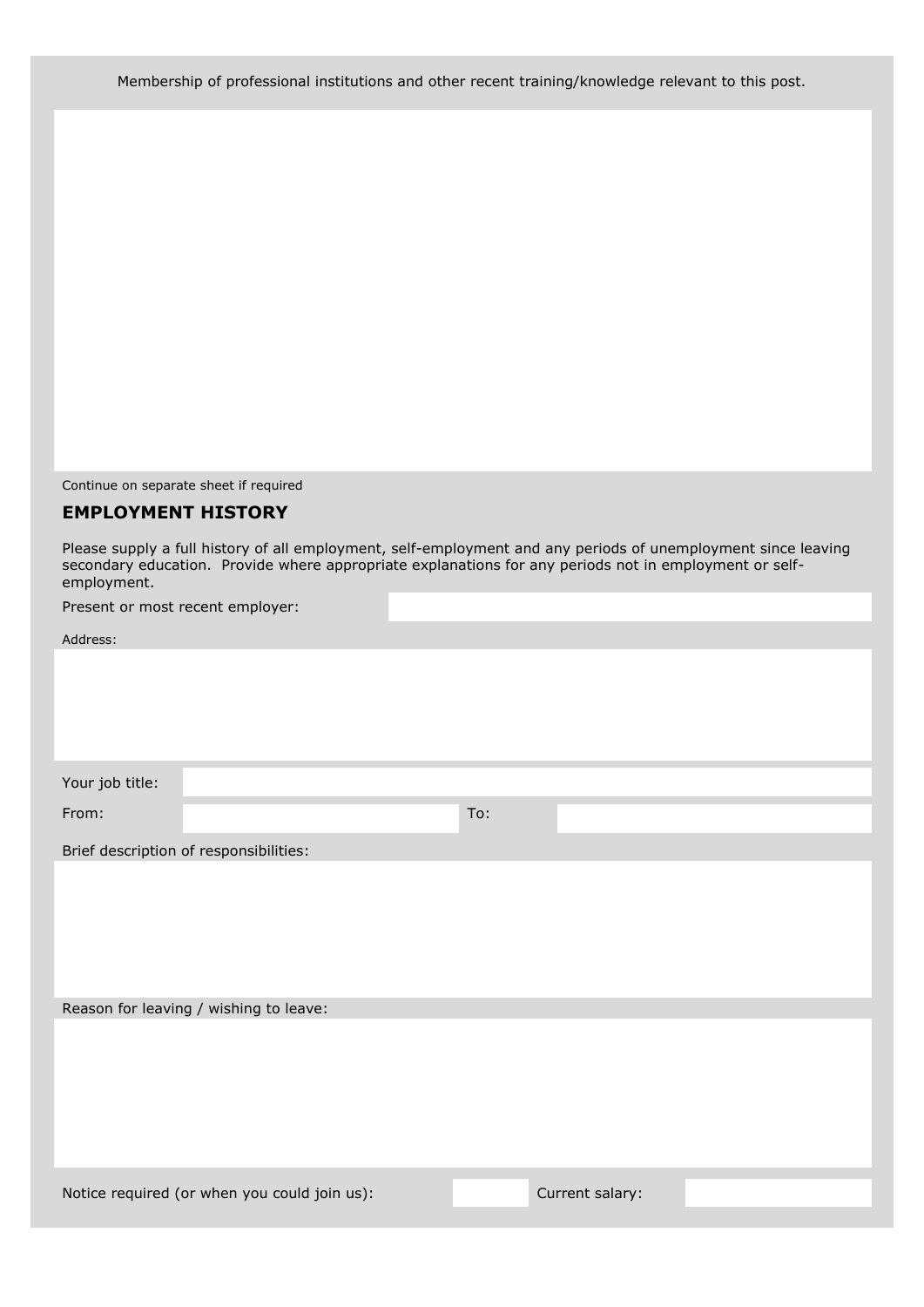Membership of professional institutions and other recent training/knowledge relevant to this post.

Continue on separate sheet if required

## EMPLOYMENT HISTORY

Please supply a full history of all employment, self-employment and any periods of unemployment since leaving secondary education. Provide where appropriate explanations for any periods not in employment or self-employment.

Present or most recent employer:

Address:

Your job title:

From: To:

Brief description of responsibilities:

Reason for leaving / wishing to leave:

Notice required (or when you could join us): Current salary: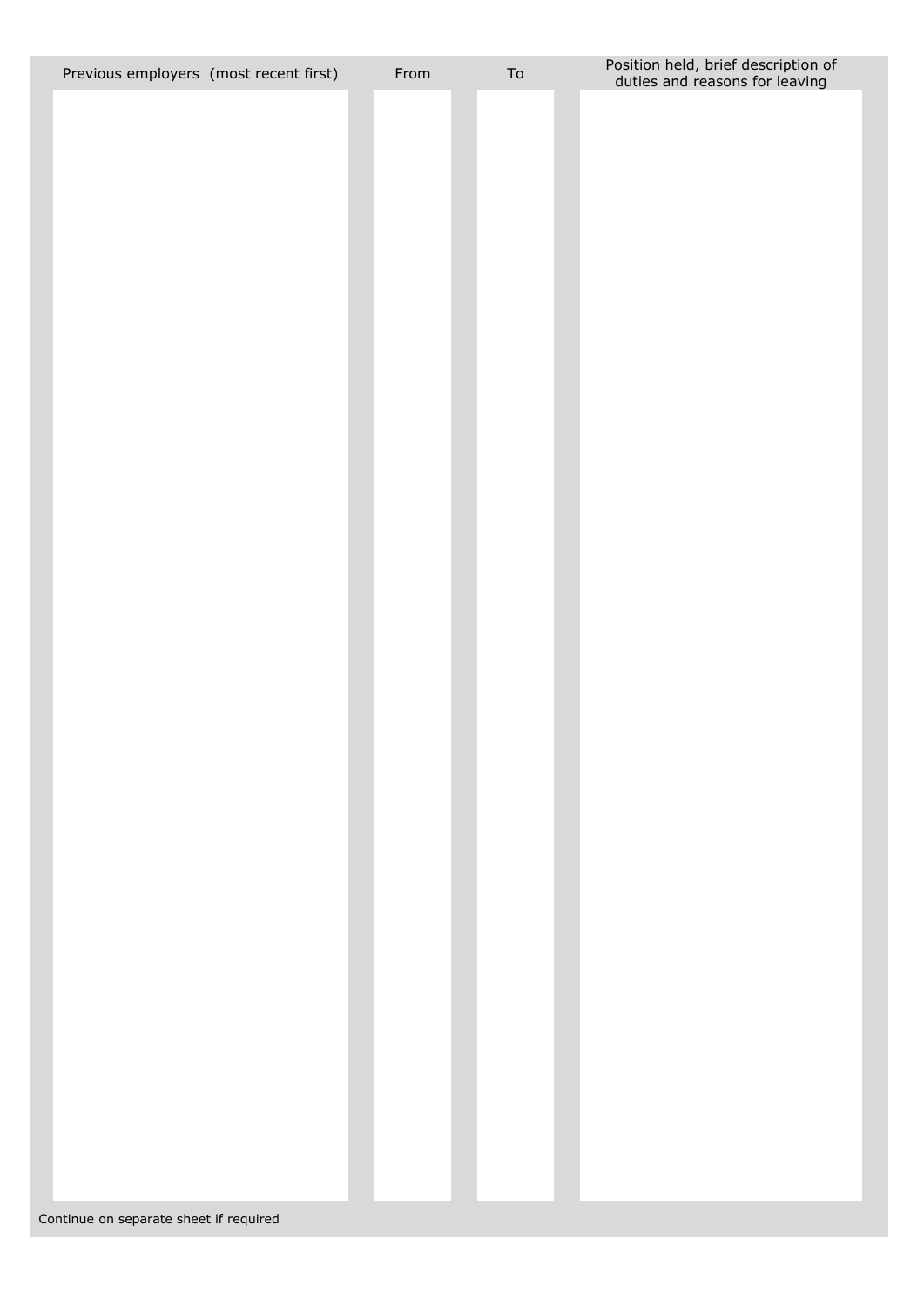| Previous employers (most recent first) | From | To | Position held, brief description of duties and reasons for leaving |
|---|---|---|---|
| | | | |

Continue on separate sheet if required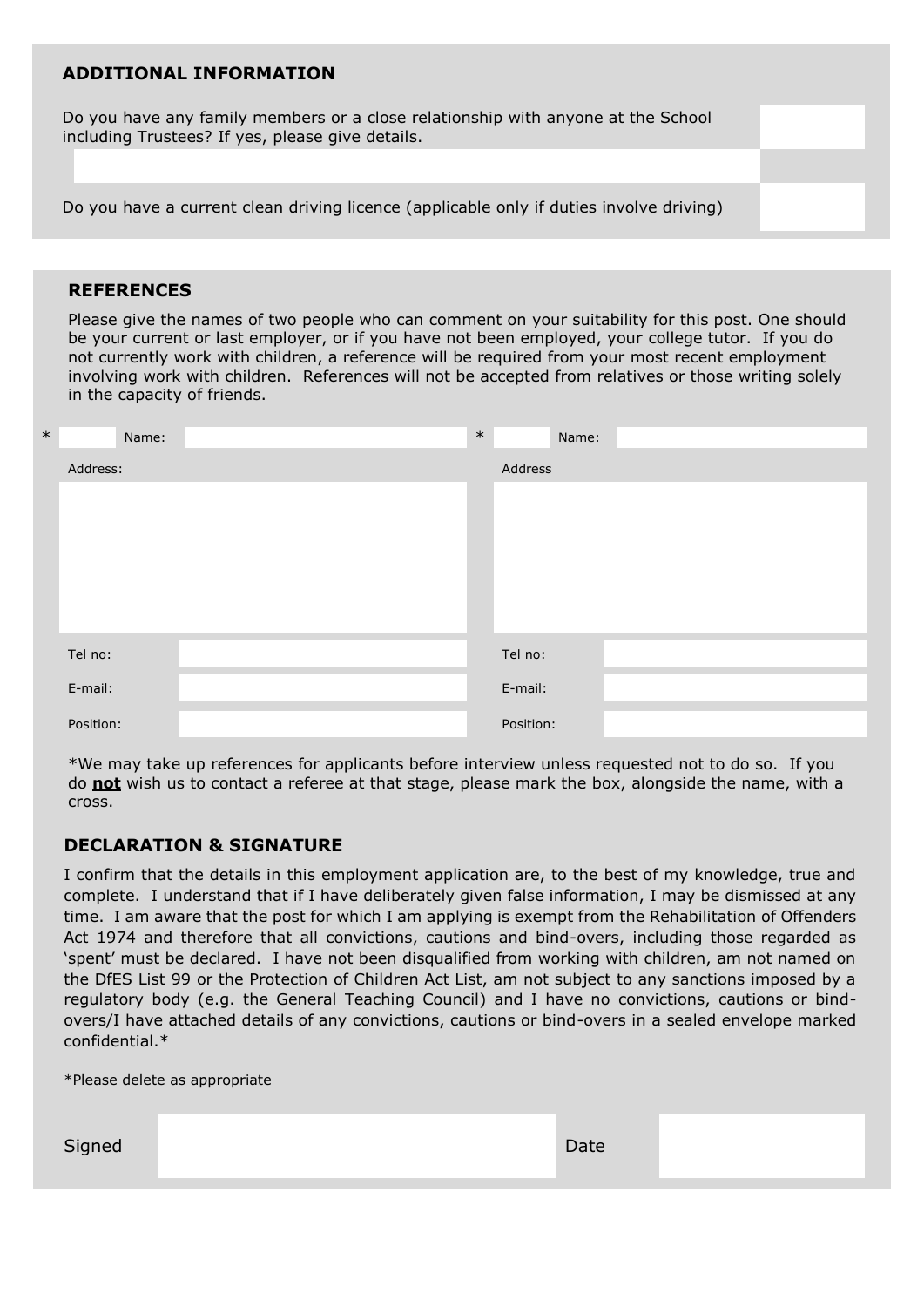## ADDITIONAL INFORMATION

Do you have any family members or a close relationship with anyone at the School including Trustees? If yes, please give details.

Do you have a current clean driving licence (applicable only if duties involve driving)

## REFERENCES

Please give the names of two people who can comment on your suitability for this post. One should be your current or last employer, or if you have not been employed, your college tutor. If you do not currently work with children, a reference will be required from your most recent employment involving work with children. References will not be accepted from relatives or those writing solely in the capacity of friends.

| | | | |
|---|---|---|---|
| * Name: | | * Name: | |
| Address: | | Address | |
| Tel no: | | Tel no: | |
| E-mail: | | E-mail: | |
| Position: | | Position: | |

*We may take up references for applicants before interview unless requested not to do so. If you do **not** wish us to contact a referee at that stage, please mark the box, alongside the name, with a cross.

## DECLARATION & SIGNATURE

I confirm that the details in this employment application are, to the best of my knowledge, true and complete. I understand that if I have deliberately given false information, I may be dismissed at any time. I am aware that the post for which I am applying is exempt from the Rehabilitation of Offenders Act 1974 and therefore that all convictions, cautions and bind-overs, including those regarded as 'spent' must be declared. I have not been disqualified from working with children, am not named on the DfES List 99 or the Protection of Children Act List, am not subject to any sanctions imposed by a regulatory body (e.g. the General Teaching Council) and I have no convictions, cautions or bind-overs/I have attached details of any convictions, cautions or bind-overs in a sealed envelope marked confidential.*

*Please delete as appropriate

Signed

Date